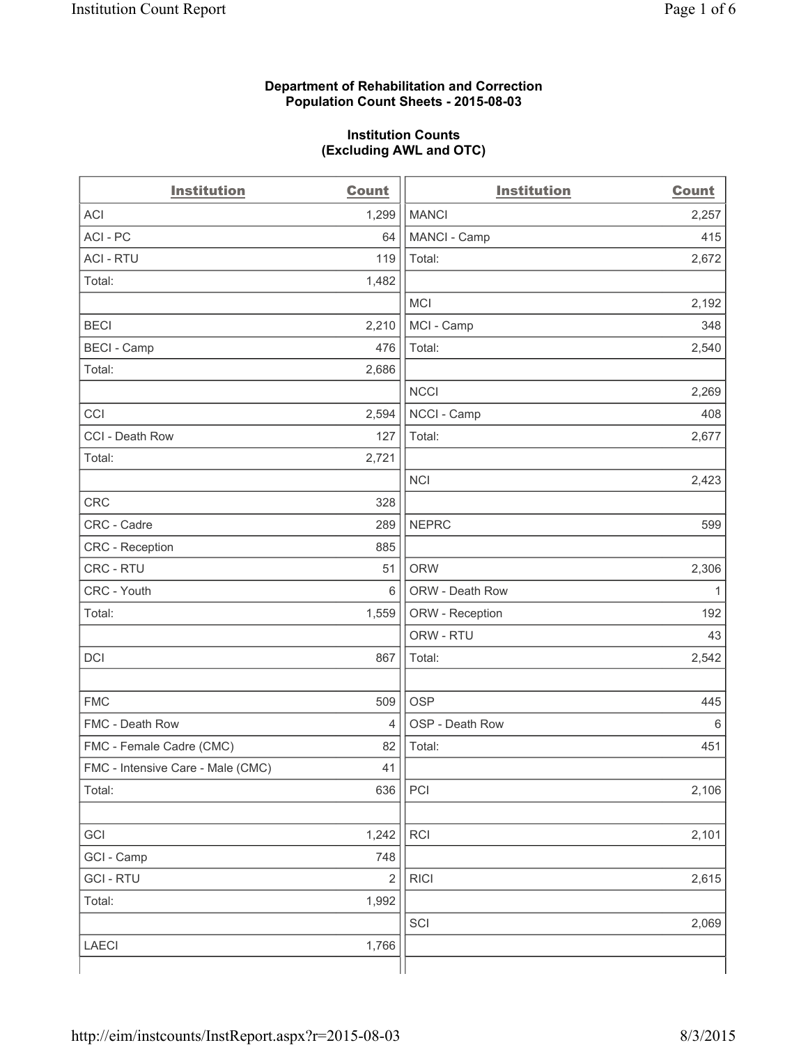**Department of Rehabilitation and Correction**
**Population Count Sheets - 2015-08-03**

**Institution Counts**
**(Excluding AWL and OTC)**

| Institution | Count |
|---|---|
| ACI | 1,299 |
| ACI - PC | 64 |
| ACI - RTU | 119 |
| Total: | 1,482 |
| | |
| BECI | 2,210 |
| BECI - Camp | 476 |
| Total: | 2,686 |
| | |
| CCI | 2,594 |
| CCI - Death Row | 127 |
| Total: | 2,721 |
| | |
| CRC | 328 |
| CRC - Cadre | 289 |
| CRC - Reception | 885 |
| CRC - RTU | 51 |
| CRC - Youth | 6 |
| Total: | 1,559 |
| | |
| DCI | 867 |
| | |
| FMC | 509 |
| FMC - Death Row | 4 |
| FMC - Female Cadre (CMC) | 82 |
| FMC - Intensive Care - Male (CMC) | 41 |
| Total: | 636 |
| | |
| GCI | 1,242 |
| GCI - Camp | 748 |
| GCI - RTU | 2 |
| Total: | 1,992 |
| | |
| LAECI | 1,766 |
| MANCI | 2,257 |
| MANCI - Camp | 415 |
| Total: | 2,672 |
| | |
| MCI | 2,192 |
| MCI - Camp | 348 |
| Total: | 2,540 |
| | |
| NCCI | 2,269 |
| NCCI - Camp | 408 |
| Total: | 2,677 |
| | |
| NCI | 2,423 |
| | |
| NEPRC | 599 |
| | |
| ORW | 2,306 |
| ORW - Death Row | 1 |
| ORW - Reception | 192 |
| ORW - RTU | 43 |
| Total: | 2,542 |
| | |
| OSP | 445 |
| OSP - Death Row | 6 |
| Total: | 451 |
| | |
| PCI | 2,106 |
| | |
| RCI | 2,101 |
| | |
| RICI | 2,615 |
| | |
| SCI | 2,069 |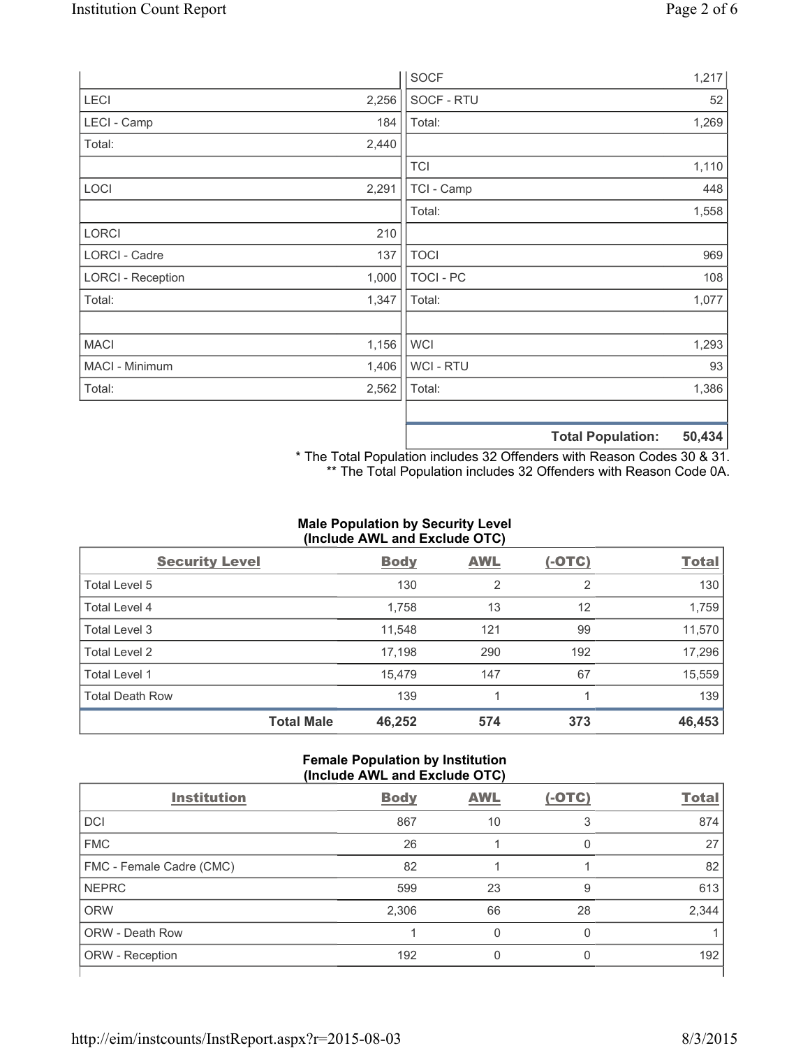| | |
|---|---|
| LECI | 2,256 |
| LECI - Camp | 184 |
| Total: | 2,440 |
| | |
| LOCI | 2,291 |
| | |
| LORCI | 210 |
| LORCI - Cadre | 137 |
| LORCI - Reception | 1,000 |
| Total: | 1,347 |
| | |
| MACI | 1,156 |
| MACI - Minimum | 1,406 |
| Total: | 2,562 |

| | |
|---|---|
| SOCF | 1,217 |
| SOCF - RTU | 52 |
| Total: | 1,269 |
| | |
| TCI | 1,110 |
| TCI - Camp | 448 |
| Total: | 1,558 |
| | |
| TOCI | 969 |
| TOCI - PC | 108 |
| Total: | 1,077 |
| | |
| WCI | 1,293 |
| WCI - RTU | 93 |
| Total: | 1,386 |
| | |
| **Total Population:** | **50,434** |

\* The Total Population includes 32 Offenders with Reason Codes 30 & 31.
\*\* The Total Population includes 32 Offenders with Reason Code 0A.

**Male Population by Security Level (Include AWL and Exclude OTC)**

| Security Level | Body | AWL | (-OTC) | Total |
|---|---|---|---|---|
| Total Level 5 | 130 | 2 | 2 | 130 |
| Total Level 4 | 1,758 | 13 | 12 | 1,759 |
| Total Level 3 | 11,548 | 121 | 99 | 11,570 |
| Total Level 2 | 17,198 | 290 | 192 | 17,296 |
| Total Level 1 | 15,479 | 147 | 67 | 15,559 |
| Total Death Row | 139 | 1 | 1 | 139 |
| **Total Male** | **46,252** | **574** | **373** | **46,453** |

**Female Population by Institution (Include AWL and Exclude OTC)**

| Institution | Body | AWL | (-OTC) | Total |
|---|---|---|---|---|
| DCI | 867 | 10 | 3 | 874 |
| FMC | 26 | 1 | 0 | 27 |
| FMC - Female Cadre (CMC) | 82 | 1 | 1 | 82 |
| NEPRC | 599 | 23 | 9 | 613 |
| ORW | 2,306 | 66 | 28 | 2,344 |
| ORW - Death Row | 1 | 0 | 0 | 1 |
| ORW - Reception | 192 | 0 | 0 | 192 |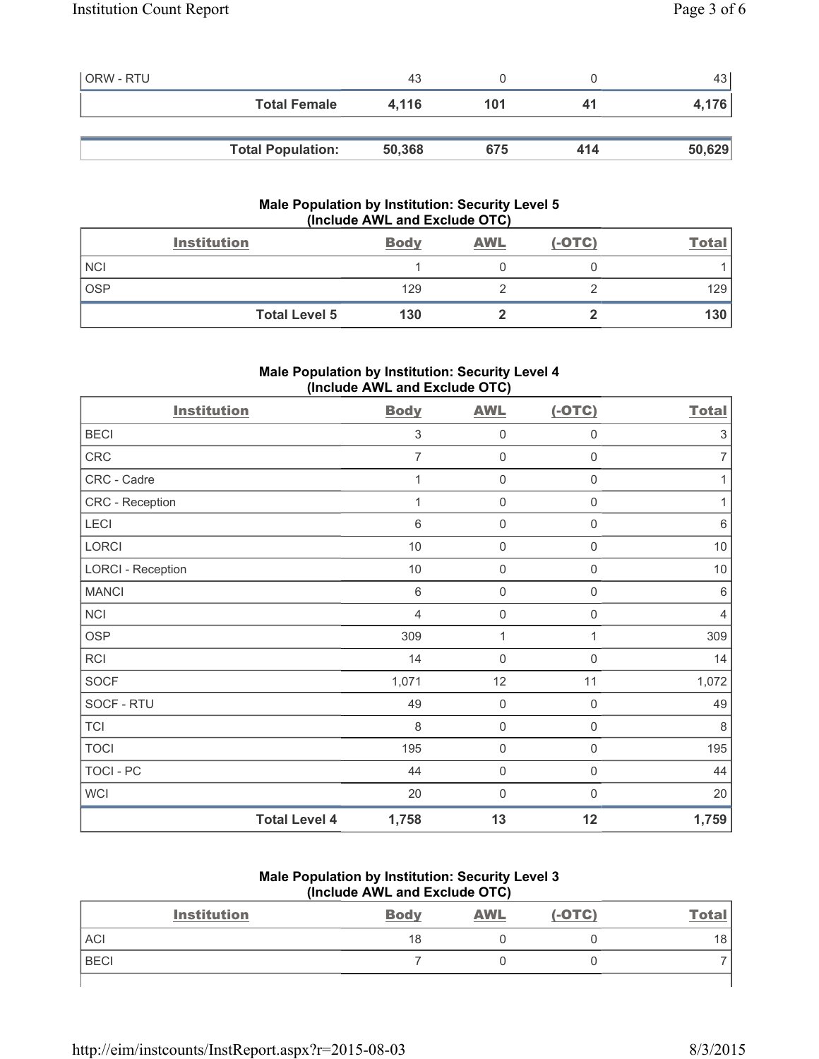| ORW - RTU | 43 | 0 | 0 | 43 |
|---|---|---|---|---|
| **Total Female** | **4,116** | **101** | **41** | **4,176** |

| **Total Population:** | **50,368** | **675** | **414** | **50,629** |
|---|---|---|---|---|

### Male Population by Institution: Security Level 5 (Include AWL and Exclude OTC)

| Institution | Body | AWL | (-OTC) | Total |
|---|---|---|---|---|
| NCI | 1 | 0 | 0 | 1 |
| OSP | 129 | 2 | 2 | 129 |
| **Total Level 5** | **130** | **2** | **2** | **130** |

### Male Population by Institution: Security Level 4 (Include AWL and Exclude OTC)

| Institution | Body | AWL | (-OTC) | Total |
|---|---|---|---|---|
| BECI | 3 | 0 | 0 | 3 |
| CRC | 7 | 0 | 0 | 7 |
| CRC - Cadre | 1 | 0 | 0 | 1 |
| CRC - Reception | 1 | 0 | 0 | 1 |
| LECI | 6 | 0 | 0 | 6 |
| LORCI | 10 | 0 | 0 | 10 |
| LORCI - Reception | 10 | 0 | 0 | 10 |
| MANCI | 6 | 0 | 0 | 6 |
| NCI | 4 | 0 | 0 | 4 |
| OSP | 309 | 1 | 1 | 309 |
| RCI | 14 | 0 | 0 | 14 |
| SOCF | 1,071 | 12 | 11 | 1,072 |
| SOCF - RTU | 49 | 0 | 0 | 49 |
| TCI | 8 | 0 | 0 | 8 |
| TOCI | 195 | 0 | 0 | 195 |
| TOCI - PC | 44 | 0 | 0 | 44 |
| WCI | 20 | 0 | 0 | 20 |
| **Total Level 4** | **1,758** | **13** | **12** | **1,759** |

### Male Population by Institution: Security Level 3 (Include AWL and Exclude OTC)

| Institution | Body | AWL | (-OTC) | Total |
|---|---|---|---|---|
| ACI | 18 | 0 | 0 | 18 |
| BECI | 7 | 0 | 0 | 7 |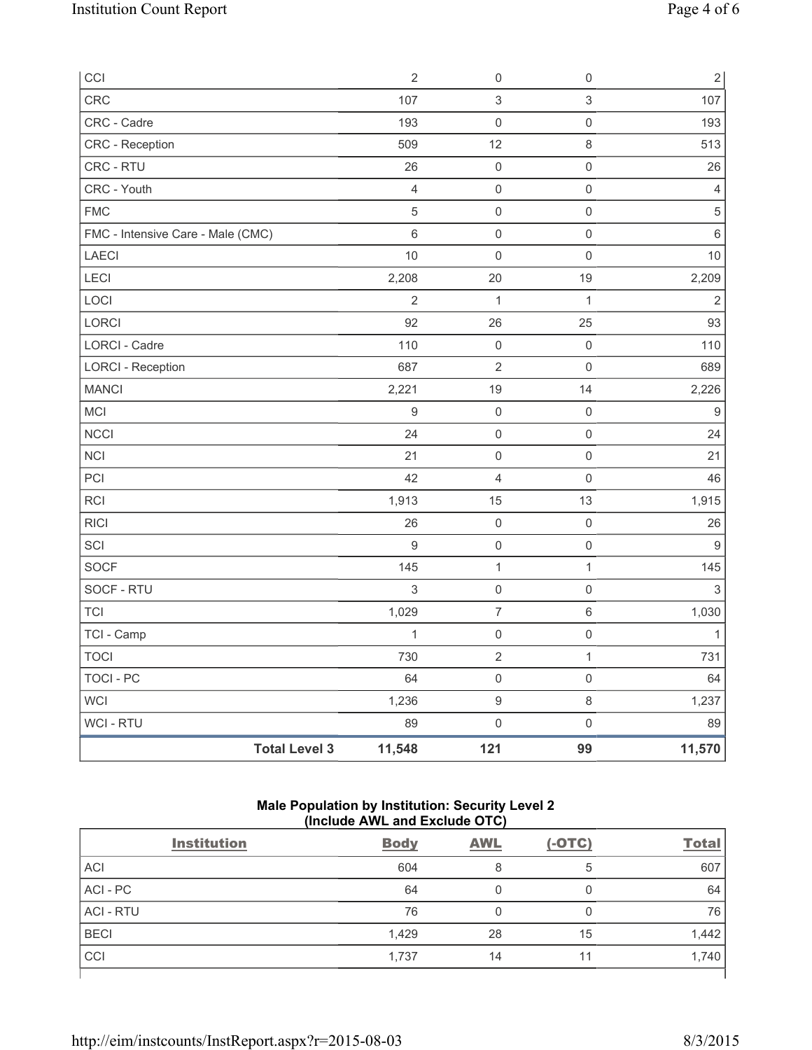| | | | |
|---|---|---|---|
| CCI | 2 | 0 | 0 | 2 |
| CRC | 107 | 3 | 3 | 107 |
| CRC - Cadre | 193 | 0 | 0 | 193 |
| CRC - Reception | 509 | 12 | 8 | 513 |
| CRC - RTU | 26 | 0 | 0 | 26 |
| CRC - Youth | 4 | 0 | 0 | 4 |
| FMC | 5 | 0 | 0 | 5 |
| FMC - Intensive Care - Male (CMC) | 6 | 0 | 0 | 6 |
| LAECI | 10 | 0 | 0 | 10 |
| LECI | 2,208 | 20 | 19 | 2,209 |
| LOCI | 2 | 1 | 1 | 2 |
| LORCI | 92 | 26 | 25 | 93 |
| LORCI - Cadre | 110 | 0 | 0 | 110 |
| LORCI - Reception | 687 | 2 | 0 | 689 |
| MANCI | 2,221 | 19 | 14 | 2,226 |
| MCI | 9 | 0 | 0 | 9 |
| NCCI | 24 | 0 | 0 | 24 |
| NCI | 21 | 0 | 0 | 21 |
| PCI | 42 | 4 | 0 | 46 |
| RCI | 1,913 | 15 | 13 | 1,915 |
| RICI | 26 | 0 | 0 | 26 |
| SCI | 9 | 0 | 0 | 9 |
| SOCF | 145 | 1 | 1 | 145 |
| SOCF - RTU | 3 | 0 | 0 | 3 |
| TCI | 1,029 | 7 | 6 | 1,030 |
| TCI - Camp | 1 | 0 | 0 | 1 |
| TOCI | 730 | 2 | 1 | 731 |
| TOCI - PC | 64 | 0 | 0 | 64 |
| WCI | 1,236 | 9 | 8 | 1,237 |
| WCI - RTU | 89 | 0 | 0 | 89 |
| **Total Level 3** | **11,548** | **121** | **99** | **11,570** |

**Male Population by Institution: Security Level 2**
**(Include AWL and Exclude OTC)**

| Institution | Body | AWL | (-OTC) | Total |
|---|---|---|---|---|
| ACI | 604 | 8 | 5 | 607 |
| ACI - PC | 64 | 0 | 0 | 64 |
| ACI - RTU | 76 | 0 | 0 | 76 |
| BECI | 1,429 | 28 | 15 | 1,442 |
| CCI | 1,737 | 14 | 11 | 1,740 |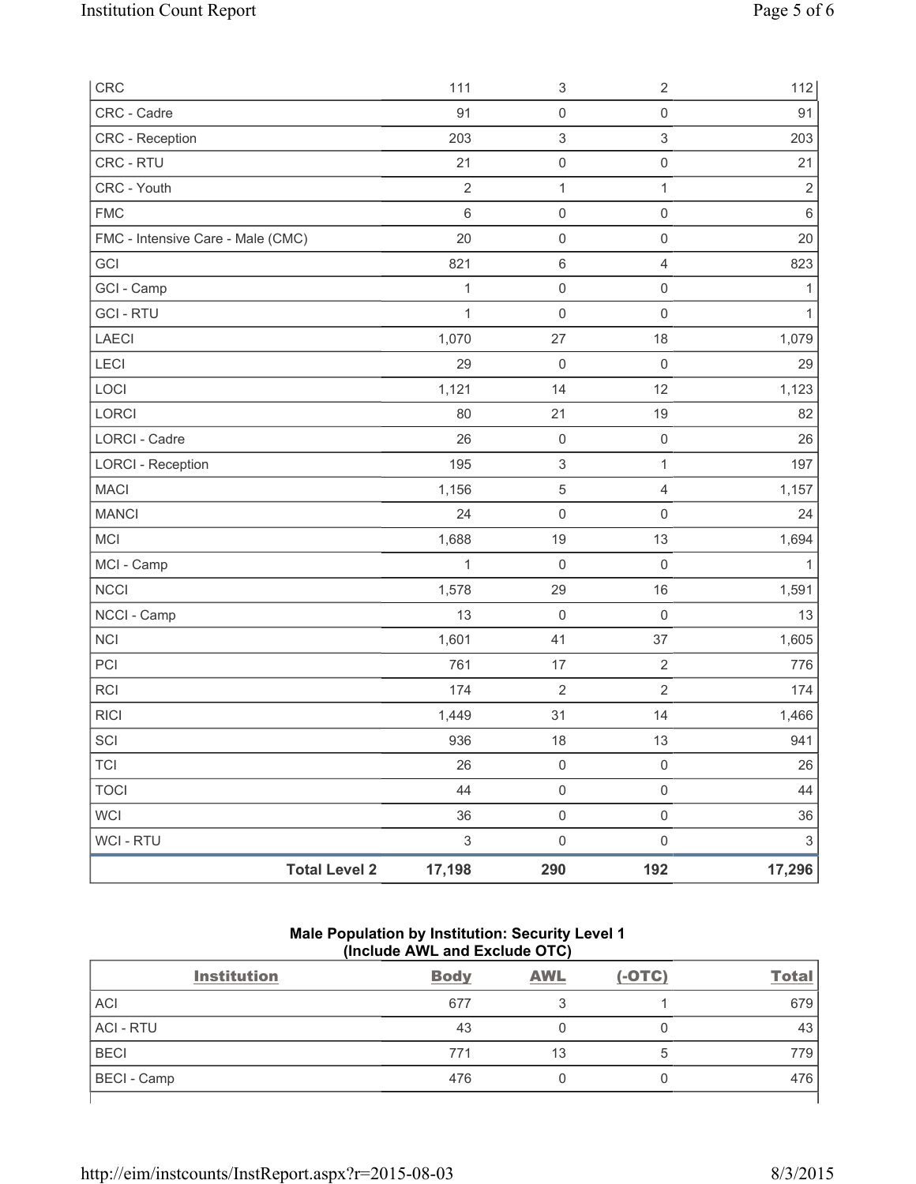| | | | |
|---|---|---|---|
| CRC | 111 | 3 | 2 | 112 |
| CRC - Cadre | 91 | 0 | 0 | 91 |
| CRC - Reception | 203 | 3 | 3 | 203 |
| CRC - RTU | 21 | 0 | 0 | 21 |
| CRC - Youth | 2 | 1 | 1 | 2 |
| FMC | 6 | 0 | 0 | 6 |
| FMC - Intensive Care - Male (CMC) | 20 | 0 | 0 | 20 |
| GCI | 821 | 6 | 4 | 823 |
| GCI - Camp | 1 | 0 | 0 | 1 |
| GCI - RTU | 1 | 0 | 0 | 1 |
| LAECI | 1,070 | 27 | 18 | 1,079 |
| LECI | 29 | 0 | 0 | 29 |
| LOCI | 1,121 | 14 | 12 | 1,123 |
| LORCI | 80 | 21 | 19 | 82 |
| LORCI - Cadre | 26 | 0 | 0 | 26 |
| LORCI - Reception | 195 | 3 | 1 | 197 |
| MACI | 1,156 | 5 | 4 | 1,157 |
| MANCI | 24 | 0 | 0 | 24 |
| MCI | 1,688 | 19 | 13 | 1,694 |
| MCI - Camp | 1 | 0 | 0 | 1 |
| NCCI | 1,578 | 29 | 16 | 1,591 |
| NCCI - Camp | 13 | 0 | 0 | 13 |
| NCI | 1,601 | 41 | 37 | 1,605 |
| PCI | 761 | 17 | 2 | 776 |
| RCI | 174 | 2 | 2 | 174 |
| RICI | 1,449 | 31 | 14 | 1,466 |
| SCI | 936 | 18 | 13 | 941 |
| TCI | 26 | 0 | 0 | 26 |
| TOCI | 44 | 0 | 0 | 44 |
| WCI | 36 | 0 | 0 | 36 |
| WCI - RTU | 3 | 0 | 0 | 3 |
| **Total Level 2** | **17,198** | **290** | **192** | **17,296** |

**Male Population by Institution: Security Level 1**
**(Include AWL and Exclude OTC)**

| Institution | Body | AWL | (-OTC) | Total |
|---|---|---|---|---|
| ACI | 677 | 3 | 1 | 679 |
| ACI - RTU | 43 | 0 | 0 | 43 |
| BECI | 771 | 13 | 5 | 779 |
| BECI - Camp | 476 | 0 | 0 | 476 |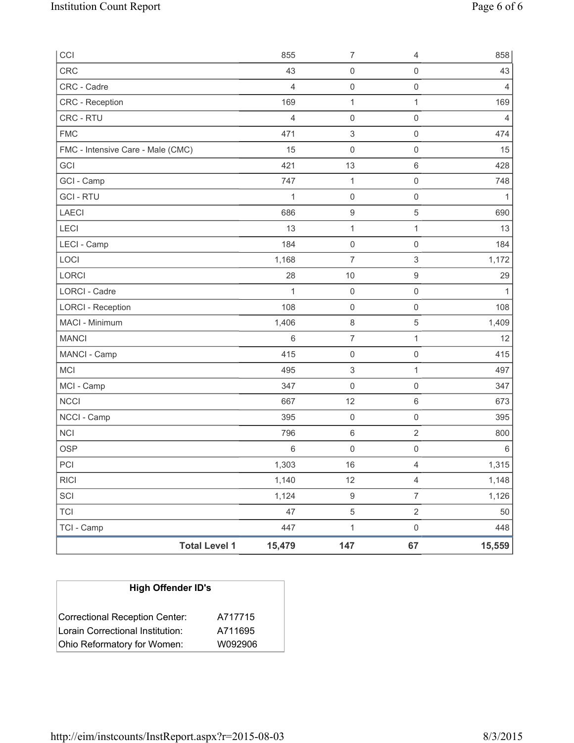| | | | | |
|---|---|---|---|---|
| CCI | 855 | 7 | 4 | 858 |
| CRC | 43 | 0 | 0 | 43 |
| CRC - Cadre | 4 | 0 | 0 | 4 |
| CRC - Reception | 169 | 1 | 1 | 169 |
| CRC - RTU | 4 | 0 | 0 | 4 |
| FMC | 471 | 3 | 0 | 474 |
| FMC - Intensive Care - Male (CMC) | 15 | 0 | 0 | 15 |
| GCI | 421 | 13 | 6 | 428 |
| GCI - Camp | 747 | 1 | 0 | 748 |
| GCI - RTU | 1 | 0 | 0 | 1 |
| LAECI | 686 | 9 | 5 | 690 |
| LECI | 13 | 1 | 1 | 13 |
| LECI - Camp | 184 | 0 | 0 | 184 |
| LOCI | 1,168 | 7 | 3 | 1,172 |
| LORCI | 28 | 10 | 9 | 29 |
| LORCI - Cadre | 1 | 0 | 0 | 1 |
| LORCI - Reception | 108 | 0 | 0 | 108 |
| MACI - Minimum | 1,406 | 8 | 5 | 1,409 |
| MANCI | 6 | 7 | 1 | 12 |
| MANCI - Camp | 415 | 0 | 0 | 415 |
| MCI | 495 | 3 | 1 | 497 |
| MCI - Camp | 347 | 0 | 0 | 347 |
| NCCI | 667 | 12 | 6 | 673 |
| NCCI - Camp | 395 | 0 | 0 | 395 |
| NCI | 796 | 6 | 2 | 800 |
| OSP | 6 | 0 | 0 | 6 |
| PCI | 1,303 | 16 | 4 | 1,315 |
| RICI | 1,140 | 12 | 4 | 1,148 |
| SCI | 1,124 | 9 | 7 | 1,126 |
| TCI | 47 | 5 | 2 | 50 |
| TCI - Camp | 447 | 1 | 0 | 448 |
| **Total Level 1** | **15,479** | **147** | **67** | **15,559** |

| **High Offender ID's** | |
|---|---|
| Correctional Reception Center: | A717715 |
| Lorain Correctional Institution: | A711695 |
| Ohio Reformatory for Women: | W092906 |